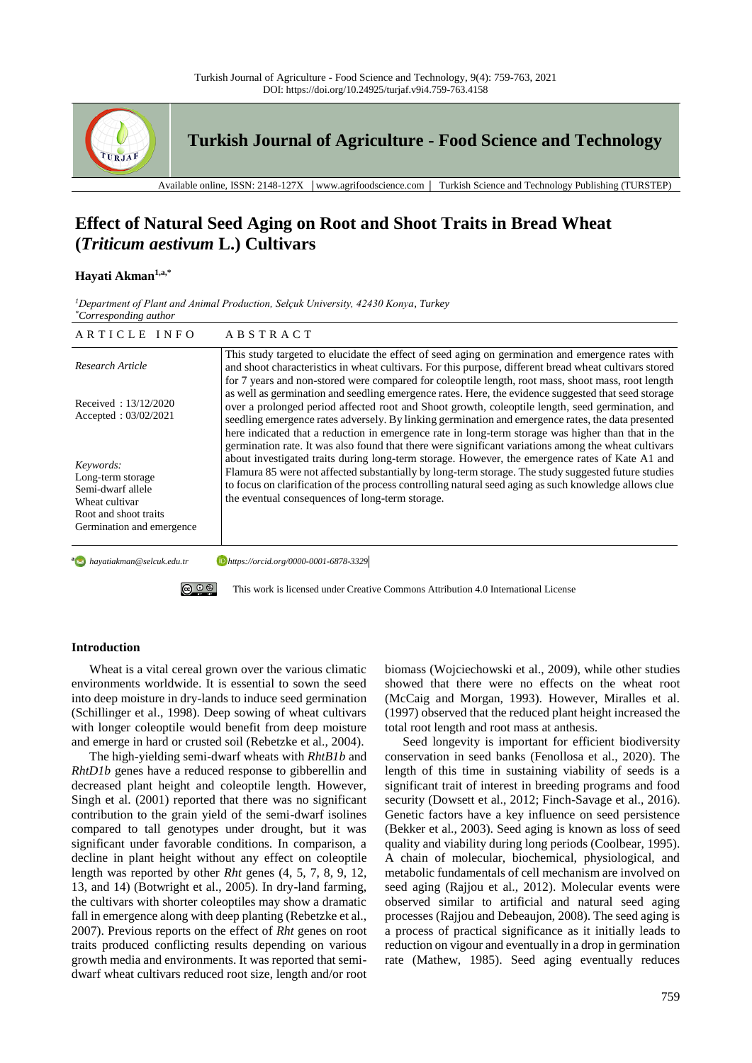# Turkish Journal of Agriculture - Food Science and Technology

Available online, ISSN: 2148-127X | www.agrifoodscience.com | Turkish Science and Technology Publishing (TURSTEP)

# Effect of Natural Seed Aging on Root and Shoot Traits in Bread Wheat (*Triticum aestivum* L.) Cultivars

**Hayati Akman**[1,a,*]

[1]*Department of Plant and Animal Production, Selçuk University, 42430 Konya, Turkey*
[*]*Corresponding author*

| ARTICLE INFO | ABSTRACT |
|---|---|
| *Research Article*<br><br>Received : 13/12/2020<br>Accepted : 03/02/2021<br><br>*Keywords:*<br>Long-term storage<br>Semi-dwarf allele<br>Wheat cultivar<br>Root and shoot traits<br>Germination and emergence | This study targeted to elucidate the effect of seed aging on germination and emergence rates with and shoot characteristics in wheat cultivars. For this purpose, different bread wheat cultivars stored for 7 years and non-stored were compared for coleoptile length, root mass, shoot mass, root length as well as germination and seedling emergence rates. Here, the evidence suggested that seed storage over a prolonged period affected root and Shoot growth, coleoptile length, seed germination, and seedling emergence rates adversely. By linking germination and emergence rates, the data presented here indicated that a reduction in emergence rate in long-term storage was higher than that in the germination rate. It was also found that there were significant variations among the wheat cultivars about investigated traits during long-term storage. However, the emergence rates of Kate A1 and Flamura 85 were not affected substantially by long-term storage. The study suggested future studies to focus on clarification of the process controlling natural seed aging as such knowledge allows clue the eventual consequences of long-term storage. |

[a] hayatiakman@selcuk.edu.tr https://orcid.org/0000-0001-6878-3329

This work is licensed under Creative Commons Attribution 4.0 International License

## Introduction

Wheat is a vital cereal grown over the various climatic environments worldwide. It is essential to sown the seed into deep moisture in dry-lands to induce seed germination (Schillinger et al., 1998). Deep sowing of wheat cultivars with longer coleoptile would benefit from deep moisture and emerge in hard or crusted soil (Rebetzke et al., 2004).

The high-yielding semi-dwarf wheats with *RhtB1b* and *RhtD1b* genes have a reduced response to gibberellin and decreased plant height and coleoptile length. However, Singh et al. (2001) reported that there was no significant contribution to the grain yield of the semi-dwarf isolines compared to tall genotypes under drought, but it was significant under favorable conditions. In comparison, a decline in plant height without any effect on coleoptile length was reported by other *Rht* genes (4, 5, 7, 8, 9, 12, 13, and 14) (Botwright et al., 2005). In dry-land farming, the cultivars with shorter coleoptiles may show a dramatic fall in emergence along with deep planting (Rebetzke et al., 2007). Previous reports on the effect of *Rht* genes on root traits produced conflicting results depending on various growth media and environments. It was reported that semi-dwarf wheat cultivars reduced root size, length and/or root biomass (Wojciechowski et al., 2009), while other studies showed that there were no effects on the wheat root (McCaig and Morgan, 1993). However, Miralles et al. (1997) observed that the reduced plant height increased the total root length and root mass at anthesis.

Seed longevity is important for efficient biodiversity conservation in seed banks (Fenollosa et al., 2020). The length of this time in sustaining viability of seeds is a significant trait of interest in breeding programs and food security (Dowsett et al., 2012; Finch-Savage et al., 2016). Genetic factors have a key influence on seed persistence (Bekker et al., 2003). Seed aging is known as loss of seed quality and viability during long periods (Coolbear, 1995). A chain of molecular, biochemical, physiological, and metabolic fundamentals of cell mechanism are involved on seed aging (Rajjou et al., 2012). Molecular events were observed similar to artificial and natural seed aging processes (Rajjou and Debeaujon, 2008). The seed aging is a process of practical significance as it initially leads to reduction on vigour and eventually in a drop in germination rate (Mathew, 1985). Seed aging eventually reduces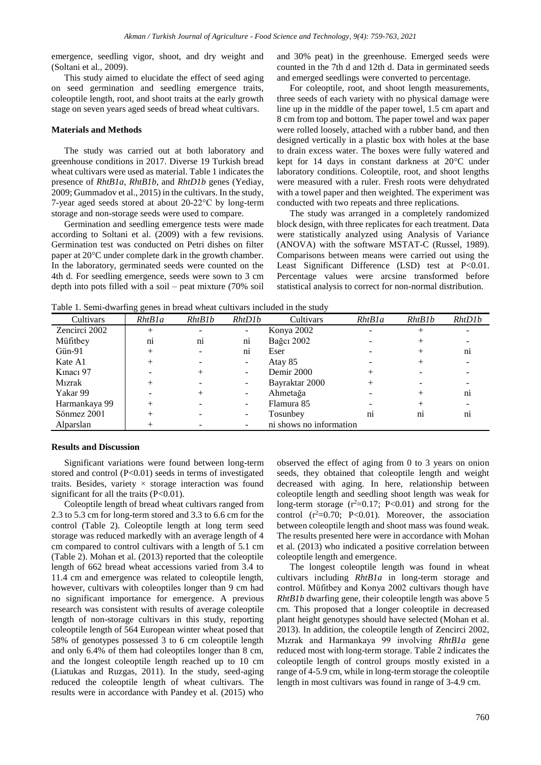emergence, seedling vigor, shoot, and dry weight and (Soltani et al., 2009).

This study aimed to elucidate the effect of seed aging on seed germination and seedling emergence traits, coleoptile length, root, and shoot traits at the early growth stage on seven years aged seeds of bread wheat cultivars.

### Materials and Methods

The study was carried out at both laboratory and greenhouse conditions in 2017. Diverse 19 Turkish bread wheat cultivars were used as material. Table 1 indicates the presence of *RhtB1a*, *RhtB1b*, and *RhtD1b* genes (Yediay, 2009; Gummadov et al., 2015) in the cultivars. In the study, 7-year aged seeds stored at about 20-22°C by long-term storage and non-storage seeds were used to compare.

Germination and seedling emergence tests were made according to Soltani et al. (2009) with a few revisions. Germination test was conducted on Petri dishes on filter paper at 20°C under complete dark in the growth chamber. In the laboratory, germinated seeds were counted on the 4th d. For seedling emergence, seeds were sown to 3 cm depth into pots filled with a soil – peat mixture (70% soil and 30% peat) in the greenhouse. Emerged seeds were counted in the 7th d and 12th d. Data in germinated seeds and emerged seedlings were converted to percentage.

For coleoptile, root, and shoot length measurements, three seeds of each variety with no physical damage were line up in the middle of the paper towel, 1.5 cm apart and 8 cm from top and bottom. The paper towel and wax paper were rolled loosely, attached with a rubber band, and then designed vertically in a plastic box with holes at the base to drain excess water. The boxes were fully watered and kept for 14 days in constant darkness at 20°C under laboratory conditions. Coleoptile, root, and shoot lengths were measured with a ruler. Fresh roots were dehydrated with a towel paper and then weighted. The experiment was conducted with two repeats and three replications.

The study was arranged in a completely randomized block design, with three replicates for each treatment. Data were statistically analyzed using Analysis of Variance (ANOVA) with the software MSTAT-C (Russel, 1989). Comparisons between means were carried out using the Least Significant Difference (LSD) test at P<0.01. Percentage values were arcsine transformed before statistical analysis to correct for non-normal distribution.

Table 1. Semi-dwarfing genes in bread wheat cultivars included in the study

| Cultivars | *RhtB1a* | *RhtB1b* | *RhtD1b* | Cultivars | *RhtB1a* | *RhtB1b* | *RhtD1b* |
|---|---|---|---|---|---|---|---|
| Zencirci 2002 | + | - | - | Konya 2002 | - | + | - |
| Müfitbey | ni | ni | ni | Bağcı 2002 | - | + | - |
| Gün-91 | + | - | ni | Eser | - | + | ni |
| Kate A1 | + | - | - | Atay 85 | - | + | - |
| Kınacı 97 | - | + | - | Demir 2000 | + | - | - |
| Mızrak | + | - | - | Bayraktar 2000 | + | - | - |
| Yakar 99 | - | + | - | Ahmetağa | - | + | ni |
| Harmankaya 99 | + | - | - | Flamura 85 | - | + | - |
| Sönmez 2001 | + | - | - | Tosunbey | ni | ni | ni |
| Alparslan | + | - | - | ni shows no information | | | |

### Results and Discussion

Significant variations were found between long-term stored and control (P<0.01) seeds in terms of investigated traits. Besides, variety × storage interaction was found significant for all the traits (P<0.01).

Coleoptile length of bread wheat cultivars ranged from 2.3 to 5.3 cm for long-term stored and 3.3 to 6.6 cm for the control (Table 2). Coleoptile length at long term seed storage was reduced markedly with an average length of 4 cm compared to control cultivars with a length of 5.1 cm (Table 2). Mohan et al. (2013) reported that the coleoptile length of 662 bread wheat accessions varied from 3.4 to 11.4 cm and emergence was related to coleoptile length, however, cultivars with coleoptiles longer than 9 cm had no significant importance for emergence. A previous research was consistent with results of average coleoptile length of non-storage cultivars in this study, reporting coleoptile length of 564 European winter wheat posed that 58% of genotypes possessed 3 to 6 cm coleoptile length and only 6.4% of them had coleoptiles longer than 8 cm, and the longest coleoptile length reached up to 10 cm (Liatukas and Ruzgas, 2011). In the study, seed-aging reduced the coleoptile length of wheat cultivars. The results were in accordance with Pandey et al. (2015) who observed the effect of aging from 0 to 3 years on onion seeds, they obtained that coleoptile length and weight decreased with aging. In here, relationship between coleoptile length and seedling shoot length was weak for long-term storage ($r^2$=0.17; P<0.01) and strong for the control ($r^2$=0.70; P<0.01). Moreover, the association between coleoptile length and shoot mass was found weak. The results presented here were in accordance with Mohan et al. (2013) who indicated a positive correlation between coleoptile length and emergence.

The longest coleoptile length was found in wheat cultivars including *RhtB1a* in long-term storage and control. Müfitbey and Konya 2002 cultivars though have *RhtB1b* dwarfing gene, their coleoptile length was above 5 cm. This proposed that a longer coleoptile in decreased plant height genotypes should have selected (Mohan et al. 2013). In addition, the coleoptile length of Zencirci 2002, Mızrak and Harmankaya 99 involving *RhtB1a* gene reduced most with long-term storage. Table 2 indicates the coleoptile length of control groups mostly existed in a range of 4-5.9 cm, while in long-term storage the coleoptile length in most cultivars was found in range of 3-4.9 cm.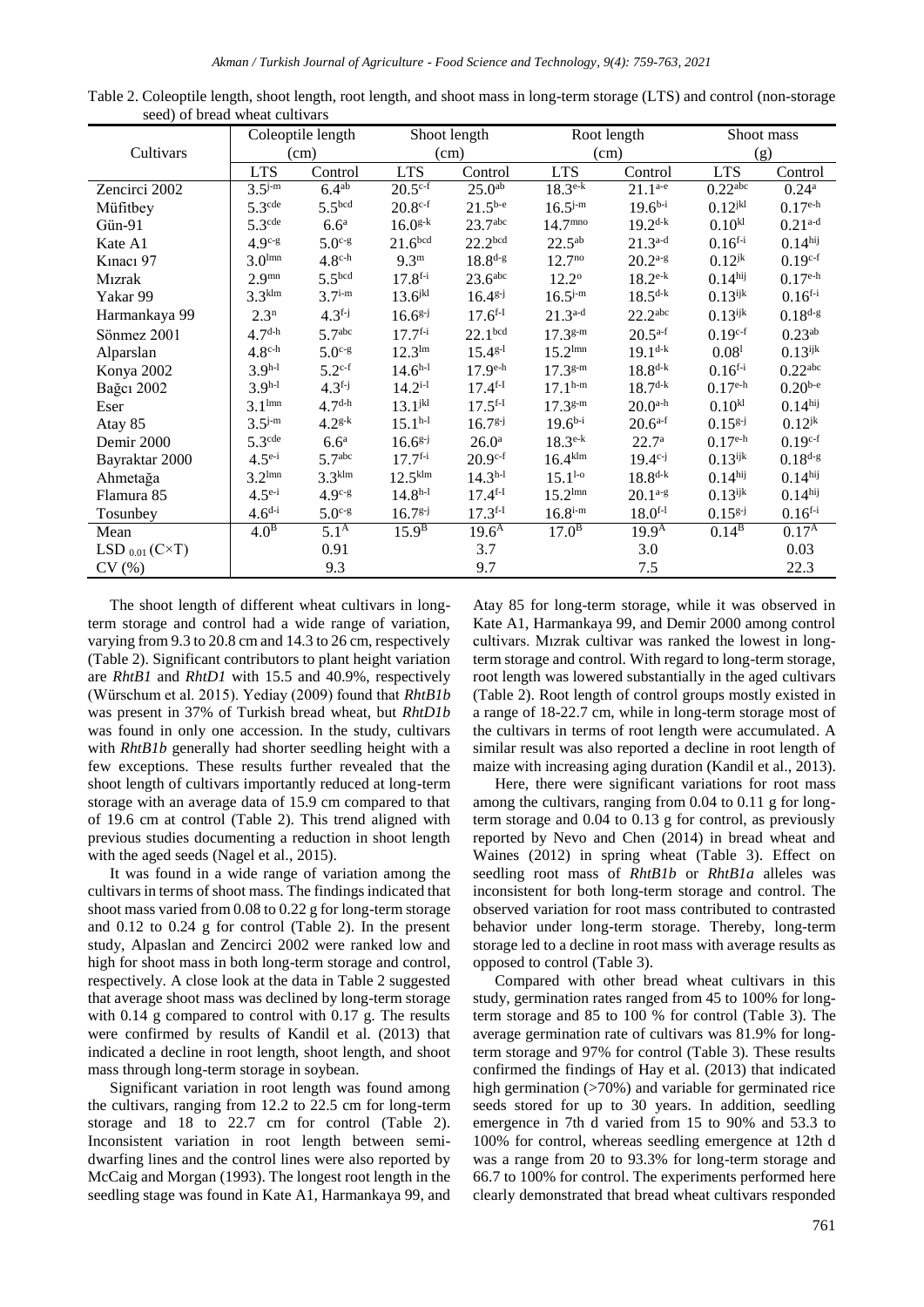Table 2. Coleoptile length, shoot length, root length, and shoot mass in long-term storage (LTS) and control (non-storage seed) of bread wheat cultivars

| Cultivars | Coleoptile length (cm) | | Shoot length (cm) | | Root length (cm) | | Shoot mass (g) | |
|---|---|---|---|---|---|---|---|---|
| | LTS | Control | LTS | Control | LTS | Control | LTS | Control |
| Zencirci 2002 | 3.5$^{i-m}$ | 6.4$^{ab}$ | 20.5$^{c-f}$ | 25.0$^{ab}$ | 18.3$^{e-k}$ | 21.1$^{a-e}$ | 0.22$^{abc}$ | 0.24$^{a}$ |
| Müfitbey | 5.3$^{cde}$ | 5.5$^{bcd}$ | 20.8$^{c-f}$ | 21.5$^{b-e}$ | 16.5$^{i-m}$ | 19.6$^{b-i}$ | 0.12$^{jkl}$ | 0.17$^{e-h}$ |
| Gün-91 | 5.3$^{cde}$ | 6.6$^{a}$ | 16.0$^{g-k}$ | 23.7$^{abc}$ | 14.7$^{mno}$ | 19.2$^{d-k}$ | 0.10$^{kl}$ | 0.21$^{a-d}$ |
| Kate A1 | 4.9$^{c-g}$ | 5.0$^{c-g}$ | 21.6$^{bcd}$ | 22.2$^{bcd}$ | 22.5$^{ab}$ | 21.3$^{a-d}$ | 0.16$^{f-i}$ | 0.14$^{hij}$ |
| Kınacı 97 | 3.0$^{lmn}$ | 4.8$^{c-h}$ | 9.3$^{m}$ | 18.8$^{d-g}$ | 12.7$^{no}$ | 20.2$^{a-g}$ | 0.12$^{jk}$ | 0.19$^{c-f}$ |
| Mızrak | 2.9$^{mn}$ | 5.5$^{bcd}$ | 17.8$^{f-i}$ | 23.6$^{abc}$ | 12.2$^{o}$ | 18.2$^{e-k}$ | 0.14$^{hij}$ | 0.17$^{e-h}$ |
| Yakar 99 | 3.3$^{klm}$ | 3.7$^{i-m}$ | 13.6$^{jkl}$ | 16.4$^{g-j}$ | 16.5$^{i-m}$ | 18.5$^{d-k}$ | 0.13$^{ijk}$ | 0.16$^{f-i}$ |
| Harmankaya 99 | 2.3$^{n}$ | 4.3$^{f-j}$ | 16.6$^{g-j}$ | 17.6$^{f-l}$ | 21.3$^{a-d}$ | 22.2$^{abc}$ | 0.13$^{ijk}$ | 0.18$^{d-g}$ |
| Sönmez 2001 | 4.7$^{d-h}$ | 5.7$^{abc}$ | 17.7$^{f-i}$ | 22.1$^{bcd}$ | 17.3$^{g-m}$ | 20.5$^{a-f}$ | 0.19$^{c-f}$ | 0.23$^{ab}$ |
| Alparslan | 4.8$^{c-h}$ | 5.0$^{c-g}$ | 12.3$^{lm}$ | 15.4$^{g-l}$ | 15.2$^{lmn}$ | 19.1$^{d-k}$ | 0.08$^{l}$ | 0.13$^{ijk}$ |
| Konya 2002 | 3.9$^{h-l}$ | 5.2$^{c-f}$ | 14.6$^{h-l}$ | 17.9$^{e-h}$ | 17.3$^{g-m}$ | 18.8$^{d-k}$ | 0.16$^{f-i}$ | 0.22$^{abc}$ |
| Bağcı 2002 | 3.9$^{h-l}$ | 4.3$^{f-j}$ | 14.2$^{i-l}$ | 17.4$^{f-l}$ | 17.1$^{h-m}$ | 18.7$^{d-k}$ | 0.17$^{e-h}$ | 0.20$^{b-e}$ |
| Eser | 3.1$^{lmn}$ | 4.7$^{d-h}$ | 13.1$^{jkl}$ | 17.5$^{f-l}$ | 17.3$^{g-m}$ | 20.0$^{a-h}$ | 0.10$^{kl}$ | 0.14$^{hij}$ |
| Atay 85 | 3.5$^{i-m}$ | 4.2$^{g-k}$ | 15.1$^{h-l}$ | 16.7$^{g-j}$ | 19.6$^{b-i}$ | 20.6$^{a-f}$ | 0.15$^{g-j}$ | 0.12$^{jk}$ |
| Demir 2000 | 5.3$^{cde}$ | 6.6$^{a}$ | 16.6$^{g-j}$ | 26.0$^{a}$ | 18.3$^{e-k}$ | 22.7$^{a}$ | 0.17$^{e-h}$ | 0.19$^{c-f}$ |
| Bayraktar 2000 | 4.5$^{e-i}$ | 5.7$^{abc}$ | 17.7$^{f-i}$ | 20.9$^{c-f}$ | 16.4$^{klm}$ | 19.4$^{c-j}$ | 0.13$^{ijk}$ | 0.18$^{d-g}$ |
| Ahmetağa | 3.2$^{lmn}$ | 3.3$^{klm}$ | 12.5$^{klm}$ | 14.3$^{h-l}$ | 15.1$^{l-o}$ | 18.8$^{d-k}$ | 0.14$^{hij}$ | 0.14$^{hij}$ |
| Flamura 85 | 4.5$^{e-i}$ | 4.9$^{c-g}$ | 14.8$^{h-l}$ | 17.4$^{f-l}$ | 15.2$^{lmn}$ | 20.1$^{a-g}$ | 0.13$^{ijk}$ | 0.14$^{hij}$ |
| Tosunbey | 4.6$^{d-i}$ | 5.0$^{c-g}$ | 16.7$^{g-j}$ | 17.3$^{f-l}$ | 16.8$^{i-m}$ | 18.0$^{f-l}$ | 0.15$^{g-j}$ | 0.16$^{f-i}$ |
| Mean | 4.0$^{B}$ | 5.1$^{A}$ | 15.9$^{B}$ | 19.6$^{A}$ | 17.0$^{B}$ | 19.9$^{A}$ | 0.14$^{B}$ | 0.17$^{A}$ |
| LSD $_{0.01}$ (C×T) | 0.91 | | 3.7 | | 3.0 | | 0.03 | |
| CV (%) | 9.3 | | 9.7 | | 7.5 | | 22.3 | |

The shoot length of different wheat cultivars in long-term storage and control had a wide range of variation, varying from 9.3 to 20.8 cm and 14.3 to 26 cm, respectively (Table 2). Significant contributors to plant height variation are *RhtB1* and *RhtD1* with 15.5 and 40.9%, respectively (Würschum et al. 2015). Yediay (2009) found that *RhtB1b* was present in 37% of Turkish bread wheat, but *RhtD1b* was found in only one accession. In the study, cultivars with *RhtB1b* generally had shorter seedling height with a few exceptions. These results further revealed that the shoot length of cultivars importantly reduced at long-term storage with an average data of 15.9 cm compared to that of 19.6 cm at control (Table 2). This trend aligned with previous studies documenting a reduction in shoot length with the aged seeds (Nagel et al., 2015).

It was found in a wide range of variation among the cultivars in terms of shoot mass. The findings indicated that shoot mass varied from 0.08 to 0.22 g for long-term storage and 0.12 to 0.24 g for control (Table 2). In the present study, Alpaslan and Zencirci 2002 were ranked low and high for shoot mass in both long-term storage and control, respectively. A close look at the data in Table 2 suggested that average shoot mass was declined by long-term storage with 0.14 g compared to control with 0.17 g. The results were confirmed by results of Kandil et al. (2013) that indicated a decline in root length, shoot length, and shoot mass through long-term storage in soybean.

Significant variation in root length was found among the cultivars, ranging from 12.2 to 22.5 cm for long-term storage and 18 to 22.7 cm for control (Table 2). Inconsistent variation in root length between semi-dwarfing lines and the control lines were also reported by McCaig and Morgan (1993). The longest root length in the seedling stage was found in Kate A1, Harmankaya 99, and Atay 85 for long-term storage, while it was observed in Kate A1, Harmankaya 99, and Demir 2000 among control cultivars. Mızrak cultivar was ranked the lowest in long-term storage and control. With regard to long-term storage, root length was lowered substantially in the aged cultivars (Table 2). Root length of control groups mostly existed in a range of 18-22.7 cm, while in long-term storage most of the cultivars in terms of root length were accumulated. A similar result was also reported a decline in root length of maize with increasing aging duration (Kandil et al., 2013).

Here, there were significant variations for root mass among the cultivars, ranging from 0.04 to 0.11 g for long-term storage and 0.04 to 0.13 g for control, as previously reported by Nevo and Chen (2014) in bread wheat and Waines (2012) in spring wheat (Table 3). Effect on seedling root mass of *RhtB1b* or *RhtB1a* alleles was inconsistent for both long-term storage and control. The observed variation for root mass contributed to contrasted behavior under long-term storage. Thereby, long-term storage led to a decline in root mass with average results as opposed to control (Table 3).

Compared with other bread wheat cultivars in this study, germination rates ranged from 45 to 100% for long-term storage and 85 to 100 % for control (Table 3). The average germination rate of cultivars was 81.9% for long-term storage and 97% for control (Table 3). These results confirmed the findings of Hay et al. (2013) that indicated high germination (>70%) and variable for germinated rice seeds stored for up to 30 years. In addition, seedling emergence in 7th d varied from 15 to 90% and 53.3 to 100% for control, whereas seedling emergence at 12th d was a range from 20 to 93.3% for long-term storage and 66.7 to 100% for control. The experiments performed here clearly demonstrated that bread wheat cultivars responded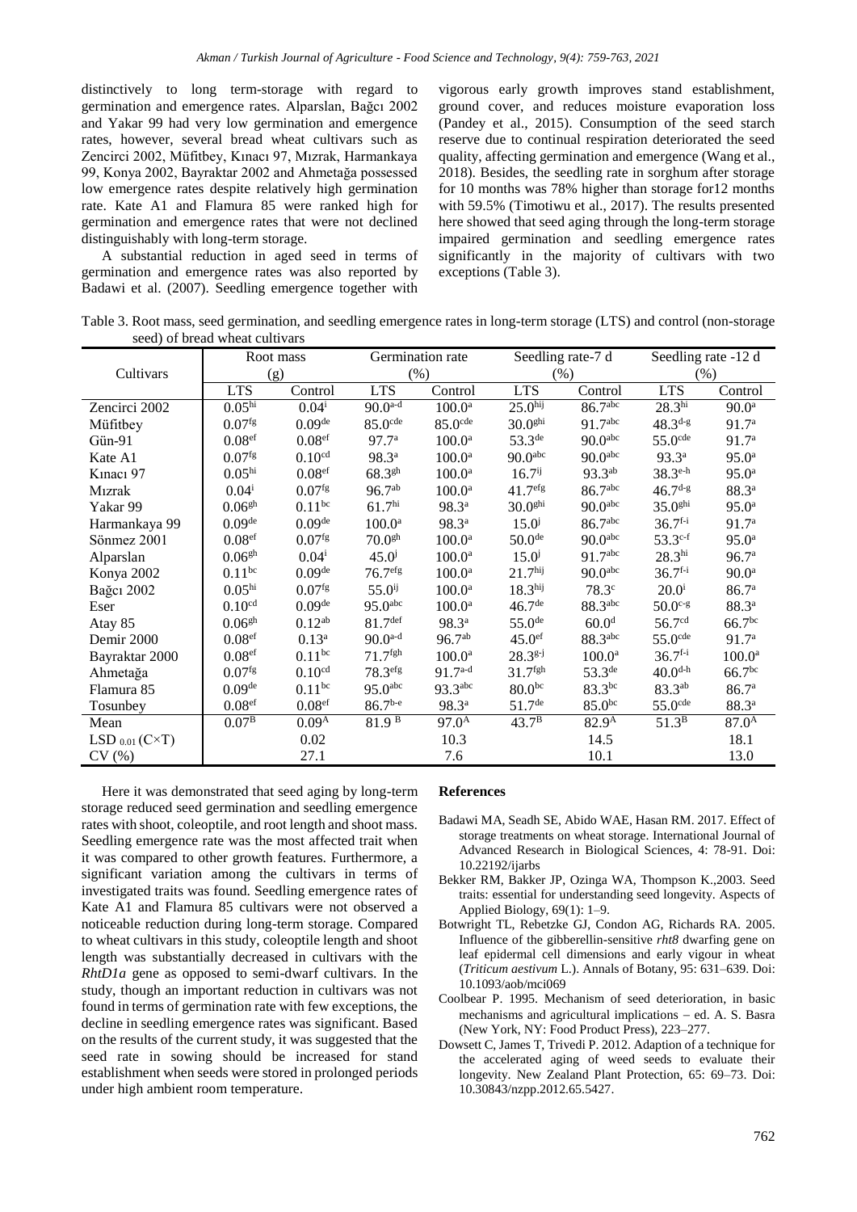distinctively to long term-storage with regard to germination and emergence rates. Alparslan, Bağcı 2002 and Yakar 99 had very low germination and emergence rates, however, several bread wheat cultivars such as Zencirci 2002, Müfitbey, Kınacı 97, Mızrak, Harmankaya 99, Konya 2002, Bayraktar 2002 and Ahmetağa possessed low emergence rates despite relatively high germination rate. Kate A1 and Flamura 85 were ranked high for germination and emergence rates that were not declined distinguishably with long-term storage.

A substantial reduction in aged seed in terms of germination and emergence rates was also reported by Badawi et al. (2007). Seedling emergence together with vigorous early growth improves stand establishment, ground cover, and reduces moisture evaporation loss (Pandey et al., 2015). Consumption of the seed starch reserve due to continual respiration deteriorated the seed quality, affecting germination and emergence (Wang et al., 2018). Besides, the seedling rate in sorghum after storage for 10 months was 78% higher than storage for12 months with 59.5% (Timotiwu et al., 2017). The results presented here showed that seed aging through the long-term storage impaired germination and seedling emergence rates significantly in the majority of cultivars with two exceptions (Table 3).

Table 3. Root mass, seed germination, and seedling emergence rates in long-term storage (LTS) and control (non-storage seed) of bread wheat cultivars

| Cultivars | Root mass (g) | | Germination rate (%) | | Seedling rate-7 d (%) | | Seedling rate -12 d (%) | |
|---|---|---|---|---|---|---|---|---|
| | LTS | Control | LTS | Control | LTS | Control | LTS | Control |
| Zencirci 2002 | $0.05^{hi}$ | $0.04^{i}$ | $90.0^{a\text{-}d}$ | $100.0^{a}$ | $25.0^{hij}$ | $86.7^{abc}$ | $28.3^{hi}$ | $90.0^{a}$ |
| Müfitbey | $0.07^{fg}$ | $0.09^{de}$ | $85.0^{cde}$ | $85.0^{cde}$ | $30.0^{ghi}$ | $91.7^{abc}$ | $48.3^{d\text{-}g}$ | $91.7^{a}$ |
| Gün-91 | $0.08^{ef}$ | $0.08^{ef}$ | $97.7^{a}$ | $100.0^{a}$ | $53.3^{de}$ | $90.0^{abc}$ | $55.0^{cde}$ | $91.7^{a}$ |
| Kate A1 | $0.07^{fg}$ | $0.10^{cd}$ | $98.3^{a}$ | $100.0^{a}$ | $90.0^{abc}$ | $90.0^{abc}$ | $93.3^{a}$ | $95.0^{a}$ |
| Kınacı 97 | $0.05^{hi}$ | $0.08^{ef}$ | $68.3^{gh}$ | $100.0^{a}$ | $16.7^{ij}$ | $93.3^{ab}$ | $38.3^{e\text{-}h}$ | $95.0^{a}$ |
| Mızrak | $0.04^{i}$ | $0.07^{fg}$ | $96.7^{ab}$ | $100.0^{a}$ | $41.7^{efg}$ | $86.7^{abc}$ | $46.7^{d\text{-}g}$ | $88.3^{a}$ |
| Yakar 99 | $0.06^{gh}$ | $0.11^{bc}$ | $61.7^{hi}$ | $98.3^{a}$ | $30.0^{ghi}$ | $90.0^{abc}$ | $35.0^{ghi}$ | $95.0^{a}$ |
| Harmankaya 99 | $0.09^{de}$ | $0.09^{de}$ | $100.0^{a}$ | $98.3^{a}$ | $15.0^{j}$ | $86.7^{abc}$ | $36.7^{f\text{-}i}$ | $91.7^{a}$ |
| Sönmez 2001 | $0.08^{ef}$ | $0.07^{fg}$ | $70.0^{gh}$ | $100.0^{a}$ | $50.0^{de}$ | $90.0^{abc}$ | $53.3^{c\text{-}f}$ | $95.0^{a}$ |
| Alparslan | $0.06^{gh}$ | $0.04^{i}$ | $45.0^{j}$ | $100.0^{a}$ | $15.0^{j}$ | $91.7^{abc}$ | $28.3^{hi}$ | $96.7^{a}$ |
| Konya 2002 | $0.11^{bc}$ | $0.09^{de}$ | $76.7^{efg}$ | $100.0^{a}$ | $21.7^{hij}$ | $90.0^{abc}$ | $36.7^{f\text{-}i}$ | $90.0^{a}$ |
| Bağcı 2002 | $0.05^{hi}$ | $0.07^{fg}$ | $55.0^{ij}$ | $100.0^{a}$ | $18.3^{hij}$ | $78.3^{c}$ | $20.0^{i}$ | $86.7^{a}$ |
| Eser | $0.10^{cd}$ | $0.09^{de}$ | $95.0^{abc}$ | $100.0^{a}$ | $46.7^{de}$ | $88.3^{abc}$ | $50.0^{c\text{-}g}$ | $88.3^{a}$ |
| Atay 85 | $0.06^{gh}$ | $0.12^{ab}$ | $81.7^{def}$ | $98.3^{a}$ | $55.0^{de}$ | $60.0^{d}$ | $56.7^{cd}$ | $66.7^{bc}$ |
| Demir 2000 | $0.08^{ef}$ | $0.13^{a}$ | $90.0^{a\text{-}d}$ | $96.7^{ab}$ | $45.0^{ef}$ | $88.3^{abc}$ | $55.0^{cde}$ | $91.7^{a}$ |
| Bayraktar 2000 | $0.08^{ef}$ | $0.11^{bc}$ | $71.7^{fgh}$ | $100.0^{a}$ | $28.3^{g\text{-}j}$ | $100.0^{a}$ | $36.7^{f\text{-}i}$ | $100.0^{a}$ |
| Ahmetağa | $0.07^{fg}$ | $0.10^{cd}$ | $78.3^{efg}$ | $91.7^{a\text{-}d}$ | $31.7^{fgh}$ | $53.3^{de}$ | $40.0^{d\text{-}h}$ | $66.7^{bc}$ |
| Flamura 85 | $0.09^{de}$ | $0.11^{bc}$ | $95.0^{abc}$ | $93.3^{abc}$ | $80.0^{bc}$ | $83.3^{bc}$ | $83.3^{ab}$ | $86.7^{a}$ |
| Tosunbey | $0.08^{ef}$ | $0.08^{ef}$ | $86.7^{b\text{-}e}$ | $98.3^{a}$ | $51.7^{de}$ | $85.0^{bc}$ | $55.0^{cde}$ | $88.3^{a}$ |
| Mean | $0.07^{B}$ | $0.09^{A}$ | $81.9^{B}$ | $97.0^{A}$ | $43.7^{B}$ | $82.9^{A}$ | $51.3^{B}$ | $87.0^{A}$ |
| LSD $_{0.01}$ (C×T) | 0.02 | | 10.3 | | 14.5 | | 18.1 | |
| CV (%) | 27.1 | | 7.6 | | 10.1 | | 13.0 | |

Here it was demonstrated that seed aging by long-term storage reduced seed germination and seedling emergence rates with shoot, coleoptile, and root length and shoot mass. Seedling emergence rate was the most affected trait when it was compared to other growth features. Furthermore, a significant variation among the cultivars in terms of investigated traits was found. Seedling emergence rates of Kate A1 and Flamura 85 cultivars were not observed a noticeable reduction during long-term storage. Compared to wheat cultivars in this study, coleoptile length and shoot length was substantially decreased in cultivars with the *RhtD1a* gene as opposed to semi-dwarf cultivars. In the study, though an important reduction in cultivars was not found in terms of germination rate with few exceptions, the decline in seedling emergence rates was significant. Based on the results of the current study, it was suggested that the seed rate in sowing should be increased for stand establishment when seeds were stored in prolonged periods under high ambient room temperature.

## References

- Badawi MA, Seadh SE, Abido WAE, Hasan RM. 2017. Effect of storage treatments on wheat storage. International Journal of Advanced Research in Biological Sciences, 4: 78-91. Doi: 10.22192/ijarbs
- Bekker RM, Bakker JP, Ozinga WA, Thompson K.,2003. Seed traits: essential for understanding seed longevity. Aspects of Applied Biology, 69(1): 1–9.
- Botwright TL, Rebetzke GJ, Condon AG, Richards RA. 2005. Influence of the gibberellin-sensitive *rht8* dwarfing gene on leaf epidermal cell dimensions and early vigour in wheat (*Triticum aestivum* L.). Annals of Botany, 95: 631–639. Doi: 10.1093/aob/mci069
- Coolbear P. 1995. Mechanism of seed deterioration, in basic mechanisms and agricultural implications – ed. A. S. Basra (New York, NY: Food Product Press), 223–277.
- Dowsett C, James T, Trivedi P. 2012. Adaption of a technique for the accelerated aging of weed seeds to evaluate their longevity. New Zealand Plant Protection, 65: 69–73. Doi: 10.30843/nzpp.2012.65.5427.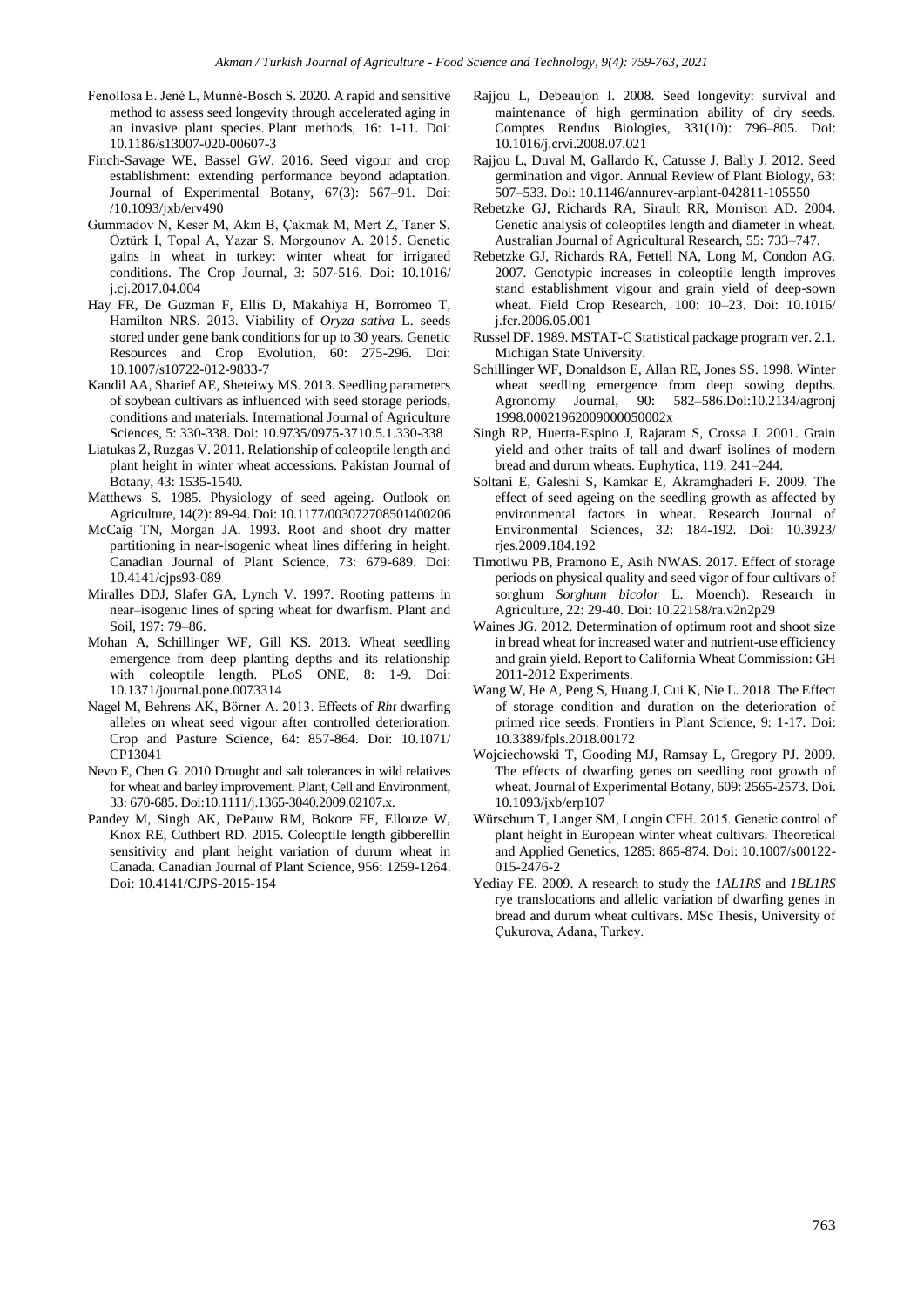Fenollosa E. Jené L, Munné-Bosch S. 2020. A rapid and sensitive method to assess seed longevity through accelerated aging in an invasive plant species. Plant methods, 16: 1-11. Doi: 10.1186/s13007-020-00607-3

Finch-Savage WE, Bassel GW. 2016. Seed vigour and crop establishment: extending performance beyond adaptation. Journal of Experimental Botany, 67(3): 567–91. Doi: /10.1093/jxb/erv490

Gummadov N, Keser M, Akın B, Çakmak M, Mert Z, Taner S, Öztürk İ, Topal A, Yazar S, Morgounov A. 2015. Genetic gains in wheat in turkey: winter wheat for irrigated conditions. The Crop Journal, 3: 507-516. Doi: 10.1016/ j.cj.2017.04.004

Hay FR, De Guzman F, Ellis D, Makahiya H, Borromeo T, Hamilton NRS. 2013. Viability of *Oryza sativa* L. seeds stored under gene bank conditions for up to 30 years. Genetic Resources and Crop Evolution, 60: 275-296. Doi: 10.1007/s10722-012-9833-7

Kandil AA, Sharief AE, Sheteiwy MS. 2013. Seedling parameters of soybean cultivars as influenced with seed storage periods, conditions and materials. International Journal of Agriculture Sciences, 5: 330-338. Doi: 10.9735/0975-3710.5.1.330-338

Liatukas Z, Ruzgas V. 2011. Relationship of coleoptile length and plant height in winter wheat accessions. Pakistan Journal of Botany, 43: 1535-1540.

Matthews S. 1985. Physiology of seed ageing. Outlook on Agriculture, 14(2): 89-94. Doi: 10.1177/003072708501400206

McCaig TN, Morgan JA. 1993. Root and shoot dry matter partitioning in near-isogenic wheat lines differing in height. Canadian Journal of Plant Science, 73: 679-689. Doi: 10.4141/cjps93-089

Miralles DDJ, Slafer GA, Lynch V. 1997. Rooting patterns in near–isogenic lines of spring wheat for dwarfism. Plant and Soil, 197: 79–86.

Mohan A, Schillinger WF, Gill KS. 2013. Wheat seedling emergence from deep planting depths and its relationship with coleoptile length. PLoS ONE, 8: 1-9. Doi: 10.1371/journal.pone.0073314

Nagel M, Behrens AK, Börner A. 2013. Effects of *Rht* dwarfing alleles on wheat seed vigour after controlled deterioration. Crop and Pasture Science, 64: 857-864. Doi: 10.1071/ CP13041

Nevo E, Chen G. 2010 Drought and salt tolerances in wild relatives for wheat and barley improvement. Plant, Cell and Environment, 33: 670-685. Doi:10.1111/j.1365-3040.2009.02107.x.

Pandey M, Singh AK, DePauw RM, Bokore FE, Ellouze W, Knox RE, Cuthbert RD. 2015. Coleoptile length gibberellin sensitivity and plant height variation of durum wheat in Canada. Canadian Journal of Plant Science, 956: 1259-1264. Doi: 10.4141/CJPS-2015-154

Rajjou L, Debeaujon I. 2008. Seed longevity: survival and maintenance of high germination ability of dry seeds. Comptes Rendus Biologies, 331(10): 796–805. Doi: 10.1016/j.crvi.2008.07.021

Rajjou L, Duval M, Gallardo K, Catusse J, Bally J. 2012. Seed germination and vigor. Annual Review of Plant Biology, 63: 507–533. Doi: 10.1146/annurev-arplant-042811-105550

Rebetzke GJ, Richards RA, Sirault RR, Morrison AD. 2004. Genetic analysis of coleoptiles length and diameter in wheat. Australian Journal of Agricultural Research, 55: 733–747.

Rebetzke GJ, Richards RA, Fettell NA, Long M, Condon AG. 2007. Genotypic increases in coleoptile length improves stand establishment vigour and grain yield of deep-sown wheat. Field Crop Research, 100: 10–23. Doi: 10.1016/ j.fcr.2006.05.001

Russel DF. 1989. MSTAT-C Statistical package program ver. 2.1. Michigan State University.

Schillinger WF, Donaldson E, Allan RE, Jones SS. 1998. Winter wheat seedling emergence from deep sowing depths. Agronomy Journal, 90: 582–586.Doi:10.2134/agronj 1998.00021962009000050002x

Singh RP, Huerta-Espino J, Rajaram S, Crossa J. 2001. Grain yield and other traits of tall and dwarf isolines of modern bread and durum wheats. Euphytica, 119: 241–244.

Soltani E, Galeshi S, Kamkar E, Akramghaderi F. 2009. The effect of seed ageing on the seedling growth as affected by environmental factors in wheat. Research Journal of Environmental Sciences, 32: 184-192. Doi: 10.3923/ rjes.2009.184.192

Timotiwu PB, Pramono E, Asih NWAS. 2017. Effect of storage periods on physical quality and seed vigor of four cultivars of sorghum *Sorghum bicolor* L. Moench). Research in Agriculture, 22: 29-40. Doi: 10.22158/ra.v2n2p29

Waines JG. 2012. Determination of optimum root and shoot size in bread wheat for increased water and nutrient-use efficiency and grain yield. Report to California Wheat Commission: GH 2011-2012 Experiments.

Wang W, He A, Peng S, Huang J, Cui K, Nie L. 2018. The Effect of storage condition and duration on the deterioration of primed rice seeds. Frontiers in Plant Science, 9: 1-17. Doi: 10.3389/fpls.2018.00172

Wojciechowski T, Gooding MJ, Ramsay L, Gregory PJ. 2009. The effects of dwarfing genes on seedling root growth of wheat. Journal of Experimental Botany, 609: 2565-2573. Doi. 10.1093/jxb/erp107

Würschum T, Langer SM, Longin CFH. 2015. Genetic control of plant height in European winter wheat cultivars. Theoretical and Applied Genetics, 1285: 865-874. Doi: 10.1007/s00122-015-2476-2

Yediay FE. 2009. A research to study the *1AL1RS* and *1BL1RS* rye translocations and allelic variation of dwarfing genes in bread and durum wheat cultivars. MSc Thesis, University of Çukurova, Adana, Turkey.